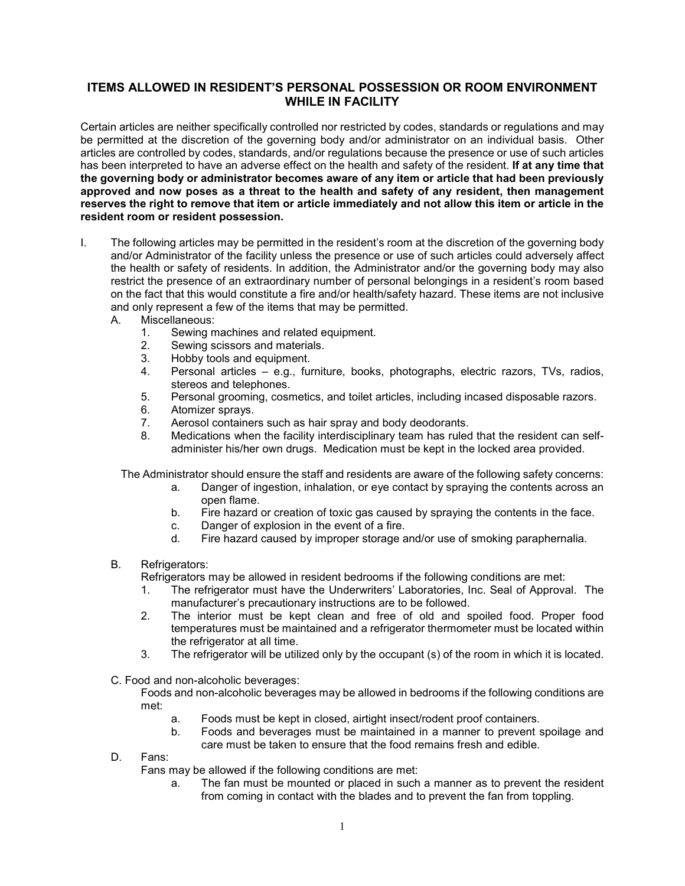# ITEMS ALLOWED IN RESIDENT'S PERSONAL POSSESSION OR ROOM ENVIRONMENT WHILE IN FACILITY

Certain articles are neither specifically controlled nor restricted by codes, standards or regulations and may be permitted at the discretion of the governing body and/or administrator on an individual basis. Other articles are controlled by codes, standards, and/or regulations because the presence or use of such articles has been interpreted to have an adverse effect on the health and safety of the resident. **If at any time that the governing body or administrator becomes aware of any item or article that had been previously approved and now poses as a threat to the health and safety of any resident, then management reserves the right to remove that item or article immediately and not allow this item or article in the resident room or resident possession.**

I. The following articles may be permitted in the resident's room at the discretion of the governing body and/or Administrator of the facility unless the presence or use of such articles could adversely affect the health or safety of residents. In addition, the Administrator and/or the governing body may also restrict the presence of an extraordinary number of personal belongings in a resident's room based on the fact that this would constitute a fire and/or health/safety hazard. These items are not inclusive and only represent a few of the items that may be permitted.

A. Miscellaneous:

1. Sewing machines and related equipment.
2. Sewing scissors and materials.
3. Hobby tools and equipment.
4. Personal articles – e.g., furniture, books, photographs, electric razors, TVs, radios, stereos and telephones.
5. Personal grooming, cosmetics, and toilet articles, including incased disposable razors.
6. Atomizer sprays.
7. Aerosol containers such as hair spray and body deodorants.
8. Medications when the facility interdisciplinary team has ruled that the resident can self-administer his/her own drugs. Medication must be kept in the locked area provided.

The Administrator should ensure the staff and residents are aware of the following safety concerns:

a. Danger of ingestion, inhalation, or eye contact by spraying the contents across an open flame.
b. Fire hazard or creation of toxic gas caused by spraying the contents in the face.
c. Danger of explosion in the event of a fire.
d. Fire hazard caused by improper storage and/or use of smoking paraphernalia.

B. Refrigerators:

Refrigerators may be allowed in resident bedrooms if the following conditions are met:

1. The refrigerator must have the Underwriters' Laboratories, Inc. Seal of Approval. The manufacturer's precautionary instructions are to be followed.
2. The interior must be kept clean and free of old and spoiled food. Proper food temperatures must be maintained and a refrigerator thermometer must be located within the refrigerator at all time.
3. The refrigerator will be utilized only by the occupant (s) of the room in which it is located.

C. Food and non-alcoholic beverages:

Foods and non-alcoholic beverages may be allowed in bedrooms if the following conditions are met:

a. Foods must be kept in closed, airtight insect/rodent proof containers.
b. Foods and beverages must be maintained in a manner to prevent spoilage and care must be taken to ensure that the food remains fresh and edible.

D. Fans:

Fans may be allowed if the following conditions are met:

a. The fan must be mounted or placed in such a manner as to prevent the resident from coming in contact with the blades and to prevent the fan from toppling.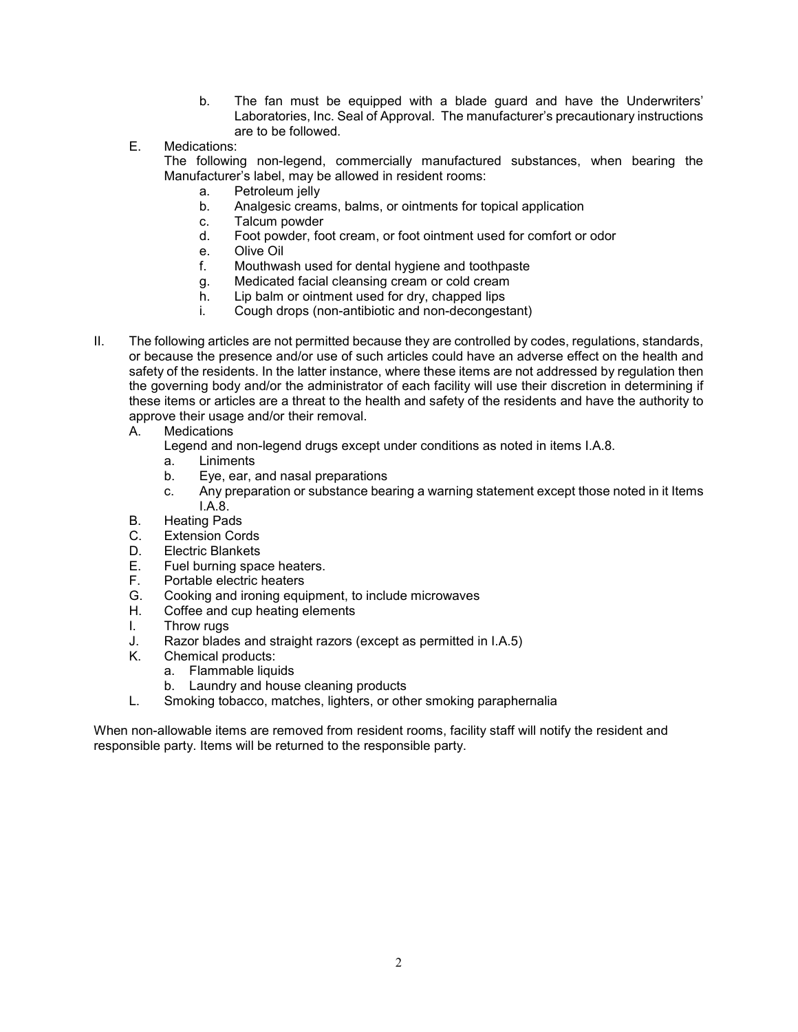b. The fan must be equipped with a blade guard and have the Underwriters' Laboratories, Inc. Seal of Approval. The manufacturer's precautionary instructions are to be followed.

E. Medications:

The following non-legend, commercially manufactured substances, when bearing the Manufacturer's label, may be allowed in resident rooms:

a. Petroleum jelly
b. Analgesic creams, balms, or ointments for topical application
c. Talcum powder
d. Foot powder, foot cream, or foot ointment used for comfort or odor
e. Olive Oil
f. Mouthwash used for dental hygiene and toothpaste
g. Medicated facial cleansing cream or cold cream
h. Lip balm or ointment used for dry, chapped lips
i. Cough drops (non-antibiotic and non-decongestant)

II. The following articles are not permitted because they are controlled by codes, regulations, standards, or because the presence and/or use of such articles could have an adverse effect on the health and safety of the residents. In the latter instance, where these items are not addressed by regulation then the governing body and/or the administrator of each facility will use their discretion in determining if these items or articles are a threat to the health and safety of the residents and have the authority to approve their usage and/or their removal.

A. Medications

Legend and non-legend drugs except under conditions as noted in items I.A.8.

a. Liniments
b. Eye, ear, and nasal preparations
c. Any preparation or substance bearing a warning statement except those noted in it Items I.A.8.

B. Heating Pads

C. Extension Cords

D. Electric Blankets

E. Fuel burning space heaters.

F. Portable electric heaters

G. Cooking and ironing equipment, to include microwaves

H. Coffee and cup heating elements

I. Throw rugs

J. Razor blades and straight razors (except as permitted in I.A.5)

K. Chemical products:

a. Flammable liquids
b. Laundry and house cleaning products

L. Smoking tobacco, matches, lighters, or other smoking paraphernalia

When non-allowable items are removed from resident rooms, facility staff will notify the resident and responsible party. Items will be returned to the responsible party.